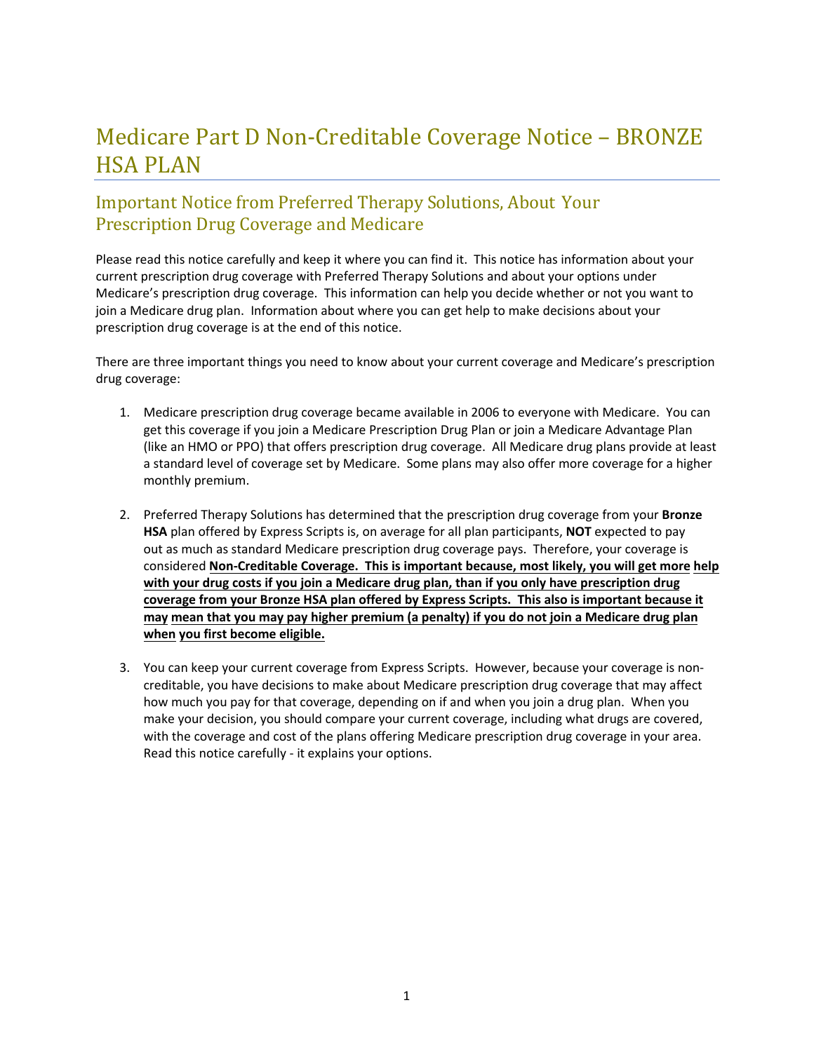# Medicare Part D Non-Creditable Coverage Notice – BRONZE HSA PLAN

## Important Notice from Preferred Therapy Solutions, About Your Prescription Drug Coverage and Medicare

Please read this notice carefully and keep it where you can find it. This notice has information about your current prescription drug coverage with Preferred Therapy Solutions and about your options under Medicare's prescription drug coverage. This information can help you decide whether or not you want to join a Medicare drug plan. Information about where you can get help to make decisions about your prescription drug coverage is at the end of this notice.

There are three important things you need to know about your current coverage and Medicare's prescription drug coverage:

1. Medicare prescription drug coverage became available in 2006 to everyone with Medicare. You can get this coverage if you join a Medicare Prescription Drug Plan or join a Medicare Advantage Plan (like an HMO or PPO) that offers prescription drug coverage. All Medicare drug plans provide at least a standard level of coverage set by Medicare. Some plans may also offer more coverage for a higher monthly premium.

2. Preferred Therapy Solutions has determined that the prescription drug coverage from your **Bronze HSA** plan offered by Express Scripts is, on average for all plan participants, **NOT** expected to pay out as much as standard Medicare prescription drug coverage pays. Therefore, your coverage is considered **Non-Creditable Coverage. This is important because, most likely, you will get more help with your drug costs if you join a Medicare drug plan, than if you only have prescription drug coverage from your Bronze HSA plan offered by Express Scripts. This also is important because it may mean that you may pay higher premium (a penalty) if you do not join a Medicare drug plan when you first become eligible.**

3. You can keep your current coverage from Express Scripts. However, because your coverage is non-creditable, you have decisions to make about Medicare prescription drug coverage that may affect how much you pay for that coverage, depending on if and when you join a drug plan. When you make your decision, you should compare your current coverage, including what drugs are covered, with the coverage and cost of the plans offering Medicare prescription drug coverage in your area. Read this notice carefully - it explains your options.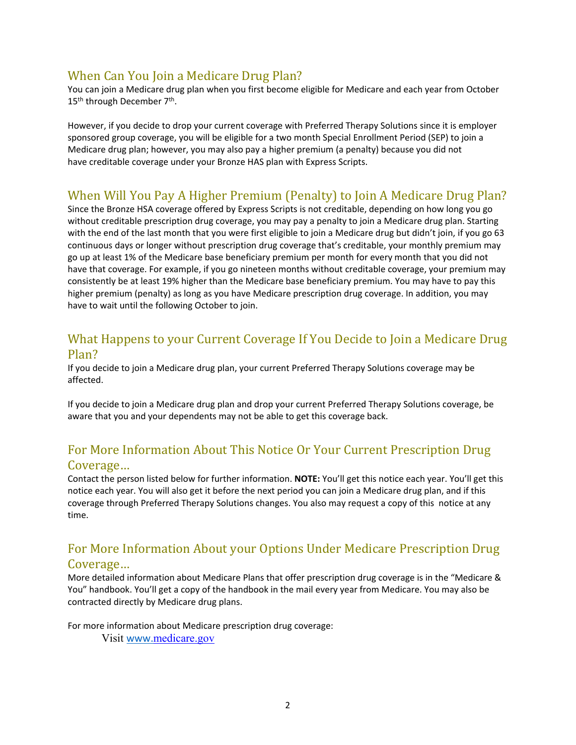## When Can You Join a Medicare Drug Plan?

You can join a Medicare drug plan when you first become eligible for Medicare and each year from October 15th through December 7th.

However, if you decide to drop your current coverage with Preferred Therapy Solutions since it is employer sponsored group coverage, you will be eligible for a two month Special Enrollment Period (SEP) to join a Medicare drug plan; however, you may also pay a higher premium (a penalty) because you did not have creditable coverage under your Bronze HAS plan with Express Scripts.

## When Will You Pay A Higher Premium (Penalty) to Join A Medicare Drug Plan?

Since the Bronze HSA coverage offered by Express Scripts is not creditable, depending on how long you go without creditable prescription drug coverage, you may pay a penalty to join a Medicare drug plan. Starting with the end of the last month that you were first eligible to join a Medicare drug but didn't join, if you go 63 continuous days or longer without prescription drug coverage that's creditable, your monthly premium may go up at least 1% of the Medicare base beneficiary premium per month for every month that you did not have that coverage. For example, if you go nineteen months without creditable coverage, your premium may consistently be at least 19% higher than the Medicare base beneficiary premium. You may have to pay this higher premium (penalty) as long as you have Medicare prescription drug coverage. In addition, you may have to wait until the following October to join.

## What Happens to your Current Coverage If You Decide to Join a Medicare Drug Plan?

If you decide to join a Medicare drug plan, your current Preferred Therapy Solutions coverage may be affected.

If you decide to join a Medicare drug plan and drop your current Preferred Therapy Solutions coverage, be aware that you and your dependents may not be able to get this coverage back.

## For More Information About This Notice Or Your Current Prescription Drug Coverage…

Contact the person listed below for further information. **NOTE:** You'll get this notice each year. You'll get this notice each year. You will also get it before the next period you can join a Medicare drug plan, and if this coverage through Preferred Therapy Solutions changes. You also may request a copy of this notice at any time.

## For More Information About your Options Under Medicare Prescription Drug Coverage…

More detailed information about Medicare Plans that offer prescription drug coverage is in the "Medicare & You" handbook. You'll get a copy of the handbook in the mail every year from Medicare. You may also be contracted directly by Medicare drug plans.

For more information about Medicare prescription drug coverage:

Visit www.medicare.gov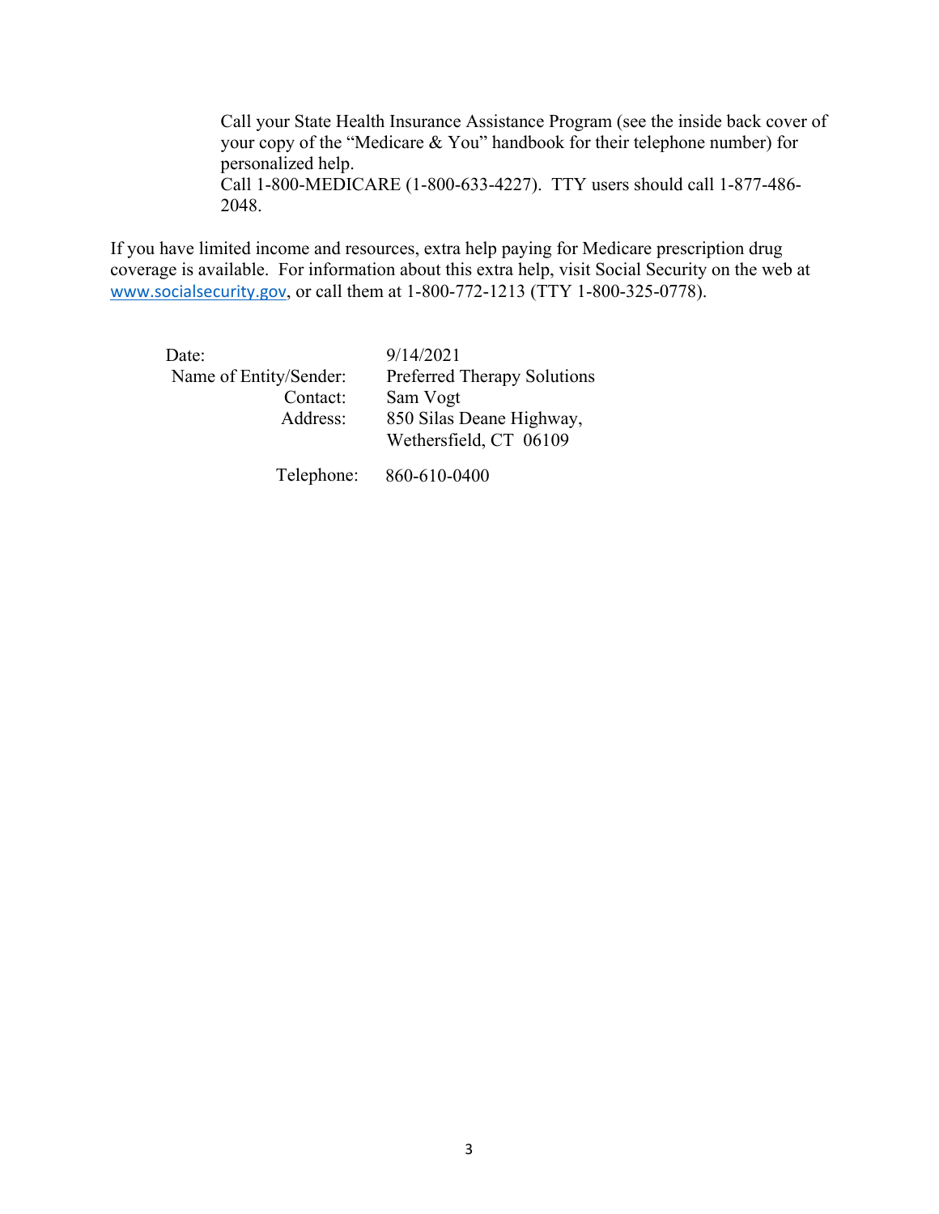Call your State Health Insurance Assistance Program (see the inside back cover of your copy of the "Medicare & You" handbook for their telephone number) for personalized help.
Call 1-800-MEDICARE (1-800-633-4227). TTY users should call 1-877-486-2048.

If you have limited income and resources, extra help paying for Medicare prescription drug coverage is available. For information about this extra help, visit Social Security on the web at www.socialsecurity.gov, or call them at 1-800-772-1213 (TTY 1-800-325-0778).

| | |
|---|---|
| Date: | 9/14/2021 |
| Name of Entity/Sender: | Preferred Therapy Solutions |
| Contact: | Sam Vogt |
| Address: | 850 Silas Deane Highway, Wethersfield, CT 06109 |
| Telephone: | 860-610-0400 |